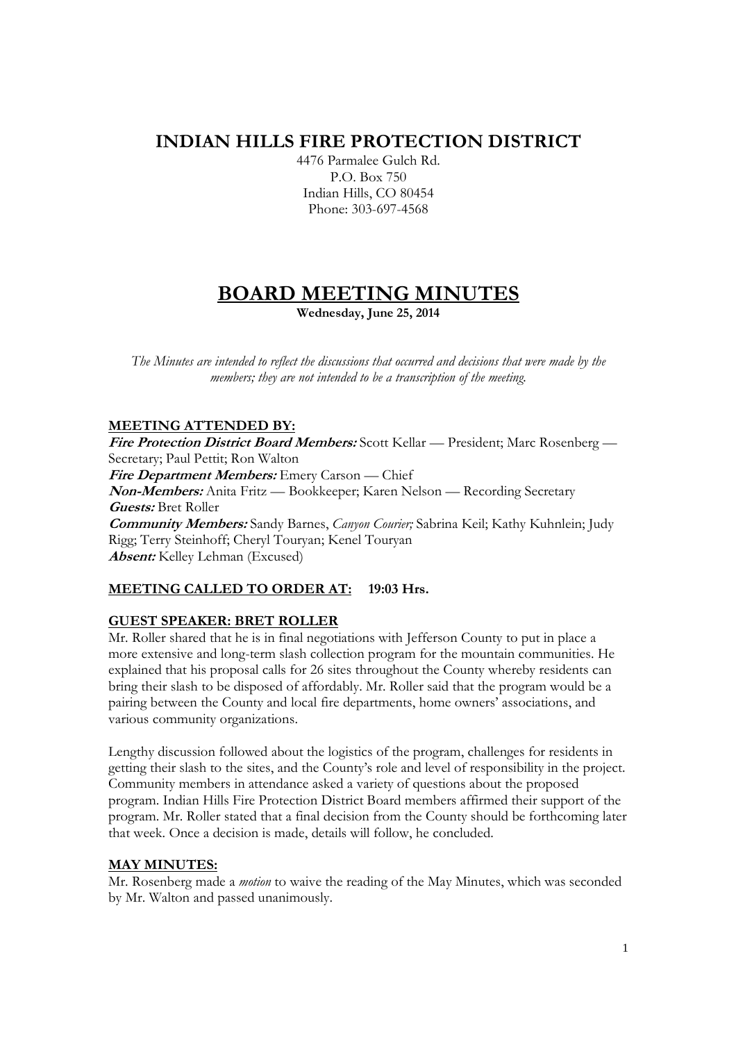# INDIAN HILLS FIRE PROTECTION DISTRICT

4476 Parmalee Gulch Rd.
P.O. Box 750
Indian Hills, CO 80454
Phone: 303-697-4568

# BOARD MEETING MINUTES

**Wednesday, June 25, 2014**

*The Minutes are intended to reflect the discussions that occurred and decisions that were made by the members; they are not intended to be a transcription of the meeting.*

## MEETING ATTENDED BY:

***Fire Protection District Board Members:*** Scott Kellar — President; Marc Rosenberg — Secretary; Paul Pettit; Ron Walton
***Fire Department Members:*** Emery Carson — Chief
***Non-Members:*** Anita Fritz — Bookkeeper; Karen Nelson — Recording Secretary
***Guests:*** Bret Roller
***Community Members:*** Sandy Barnes, *Canyon Courier;* Sabrina Keil; Kathy Kuhnlein; Judy Rigg; Terry Steinhoff; Cheryl Touryan; Kenel Touryan
***Absent:*** Kelley Lehman (Excused)

## MEETING CALLED TO ORDER AT: 19:03 Hrs.

## GUEST SPEAKER: BRET ROLLER

Mr. Roller shared that he is in final negotiations with Jefferson County to put in place a more extensive and long-term slash collection program for the mountain communities. He explained that his proposal calls for 26 sites throughout the County whereby residents can bring their slash to be disposed of affordably. Mr. Roller said that the program would be a pairing between the County and local fire departments, home owners' associations, and various community organizations.

Lengthy discussion followed about the logistics of the program, challenges for residents in getting their slash to the sites, and the County's role and level of responsibility in the project. Community members in attendance asked a variety of questions about the proposed program. Indian Hills Fire Protection District Board members affirmed their support of the program. Mr. Roller stated that a final decision from the County should be forthcoming later that week. Once a decision is made, details will follow, he concluded.

## MAY MINUTES:

Mr. Rosenberg made a *motion* to waive the reading of the May Minutes, which was seconded by Mr. Walton and passed unanimously.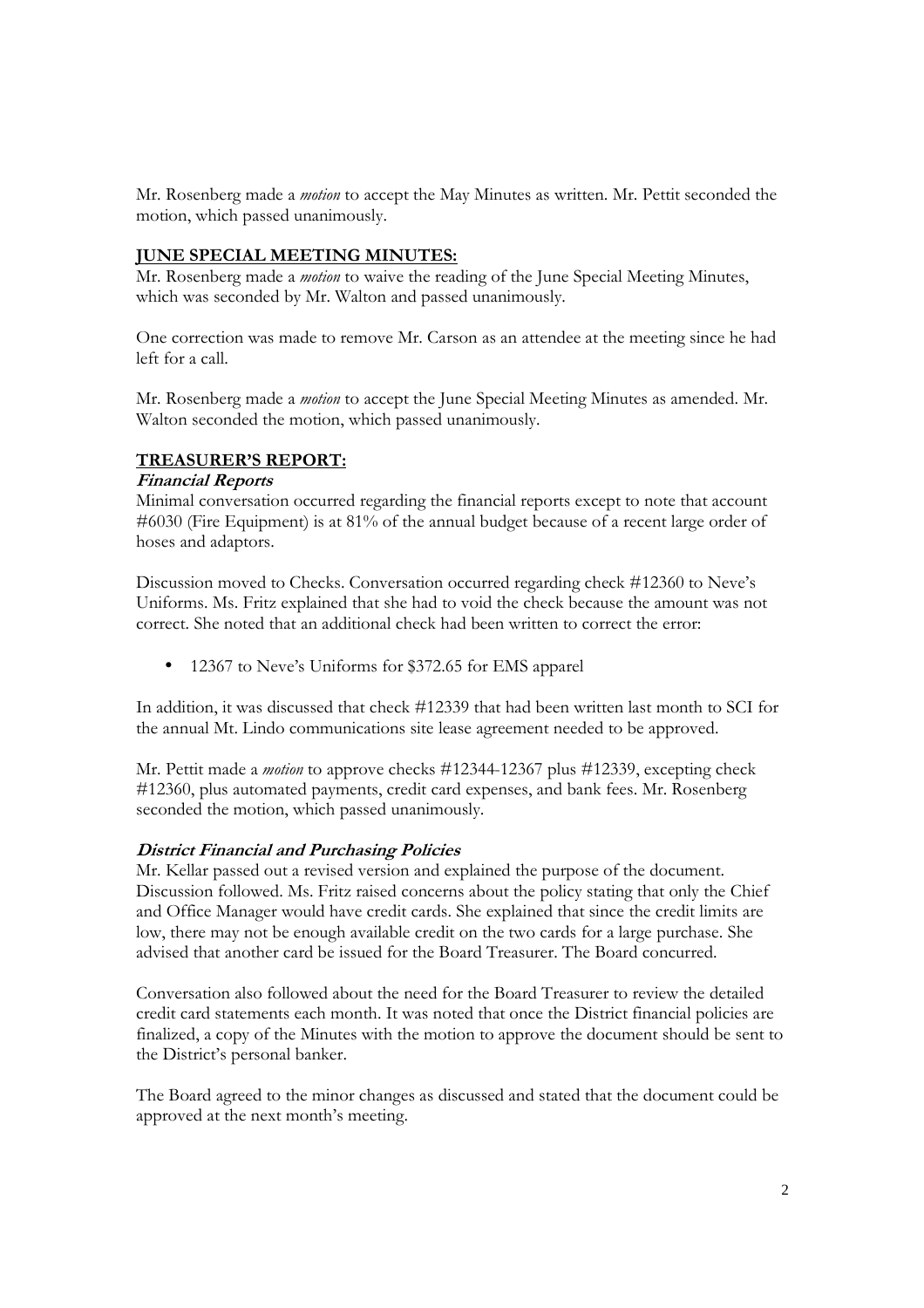Mr. Rosenberg made a *motion* to accept the May Minutes as written. Mr. Pettit seconded the motion, which passed unanimously.

## JUNE SPECIAL MEETING MINUTES:

Mr. Rosenberg made a *motion* to waive the reading of the June Special Meeting Minutes, which was seconded by Mr. Walton and passed unanimously.

One correction was made to remove Mr. Carson as an attendee at the meeting since he had left for a call.

Mr. Rosenberg made a *motion* to accept the June Special Meeting Minutes as amended. Mr. Walton seconded the motion, which passed unanimously.

## TREASURER'S REPORT:

### *Financial Reports*

Minimal conversation occurred regarding the financial reports except to note that account #6030 (Fire Equipment) is at 81% of the annual budget because of a recent large order of hoses and adaptors.

Discussion moved to Checks. Conversation occurred regarding check #12360 to Neve's Uniforms. Ms. Fritz explained that she had to void the check because the amount was not correct. She noted that an additional check had been written to correct the error:

- 12367 to Neve's Uniforms for $372.65 for EMS apparel

In addition, it was discussed that check #12339 that had been written last month to SCI for the annual Mt. Lindo communications site lease agreement needed to be approved.

Mr. Pettit made a *motion* to approve checks #12344-12367 plus #12339, excepting check #12360, plus automated payments, credit card expenses, and bank fees. Mr. Rosenberg seconded the motion, which passed unanimously.

### *District Financial and Purchasing Policies*

Mr. Kellar passed out a revised version and explained the purpose of the document. Discussion followed. Ms. Fritz raised concerns about the policy stating that only the Chief and Office Manager would have credit cards. She explained that since the credit limits are low, there may not be enough available credit on the two cards for a large purchase. She advised that another card be issued for the Board Treasurer. The Board concurred.

Conversation also followed about the need for the Board Treasurer to review the detailed credit card statements each month. It was noted that once the District financial policies are finalized, a copy of the Minutes with the motion to approve the document should be sent to the District's personal banker.

The Board agreed to the minor changes as discussed and stated that the document could be approved at the next month's meeting.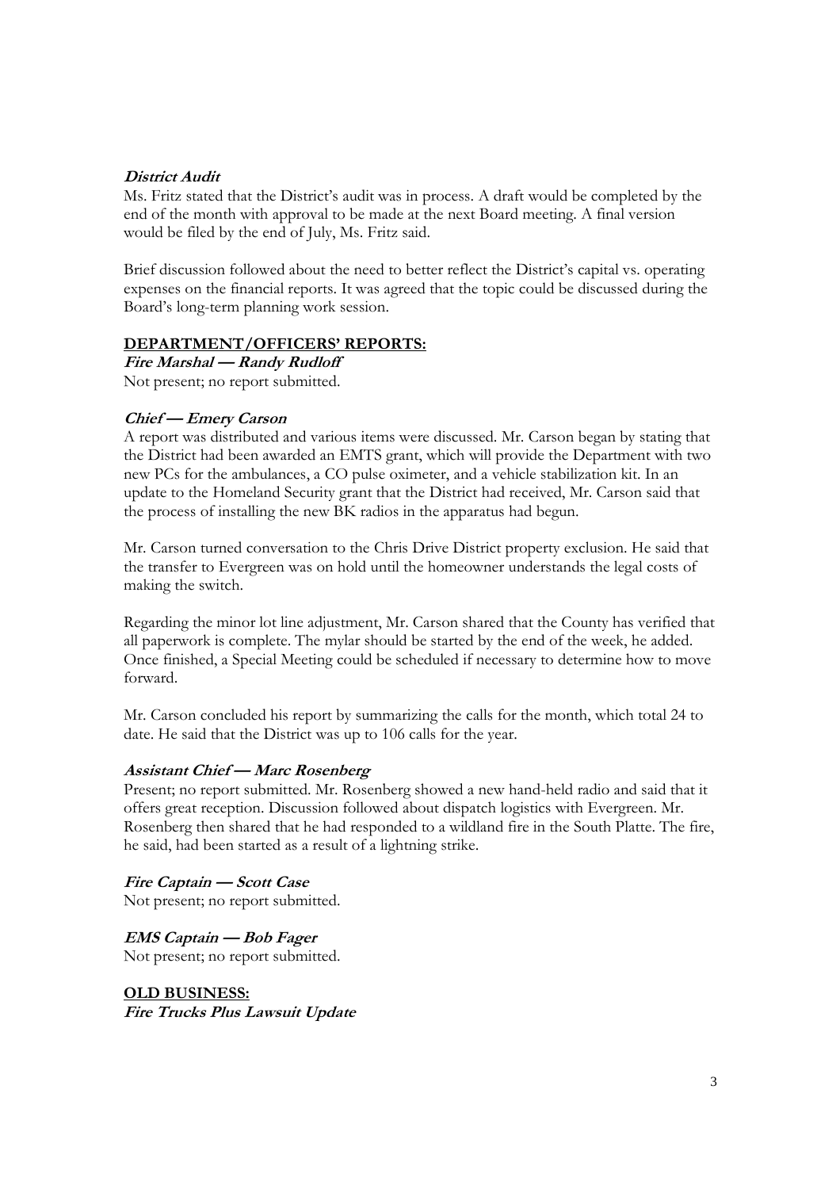***District Audit***

Ms. Fritz stated that the District's audit was in process. A draft would be completed by the end of the month with approval to be made at the next Board meeting. A final version would be filed by the end of July, Ms. Fritz said.

Brief discussion followed about the need to better reflect the District's capital vs. operating expenses on the financial reports. It was agreed that the topic could be discussed during the Board's long-term planning work session.

**DEPARTMENT/OFFICERS' REPORTS:**

***Fire Marshal — Randy Rudloff***

Not present; no report submitted.

***Chief — Emery Carson***

A report was distributed and various items were discussed. Mr. Carson began by stating that the District had been awarded an EMTS grant, which will provide the Department with two new PCs for the ambulances, a CO pulse oximeter, and a vehicle stabilization kit. In an update to the Homeland Security grant that the District had received, Mr. Carson said that the process of installing the new BK radios in the apparatus had begun.

Mr. Carson turned conversation to the Chris Drive District property exclusion. He said that the transfer to Evergreen was on hold until the homeowner understands the legal costs of making the switch.

Regarding the minor lot line adjustment, Mr. Carson shared that the County has verified that all paperwork is complete. The mylar should be started by the end of the week, he added. Once finished, a Special Meeting could be scheduled if necessary to determine how to move forward.

Mr. Carson concluded his report by summarizing the calls for the month, which total 24 to date. He said that the District was up to 106 calls for the year.

***Assistant Chief — Marc Rosenberg***

Present; no report submitted. Mr. Rosenberg showed a new hand-held radio and said that it offers great reception. Discussion followed about dispatch logistics with Evergreen. Mr. Rosenberg then shared that he had responded to a wildland fire in the South Platte. The fire, he said, had been started as a result of a lightning strike.

***Fire Captain — Scott Case***

Not present; no report submitted.

***EMS Captain — Bob Fager***

Not present; no report submitted.

**OLD BUSINESS:**

***Fire Trucks Plus Lawsuit Update***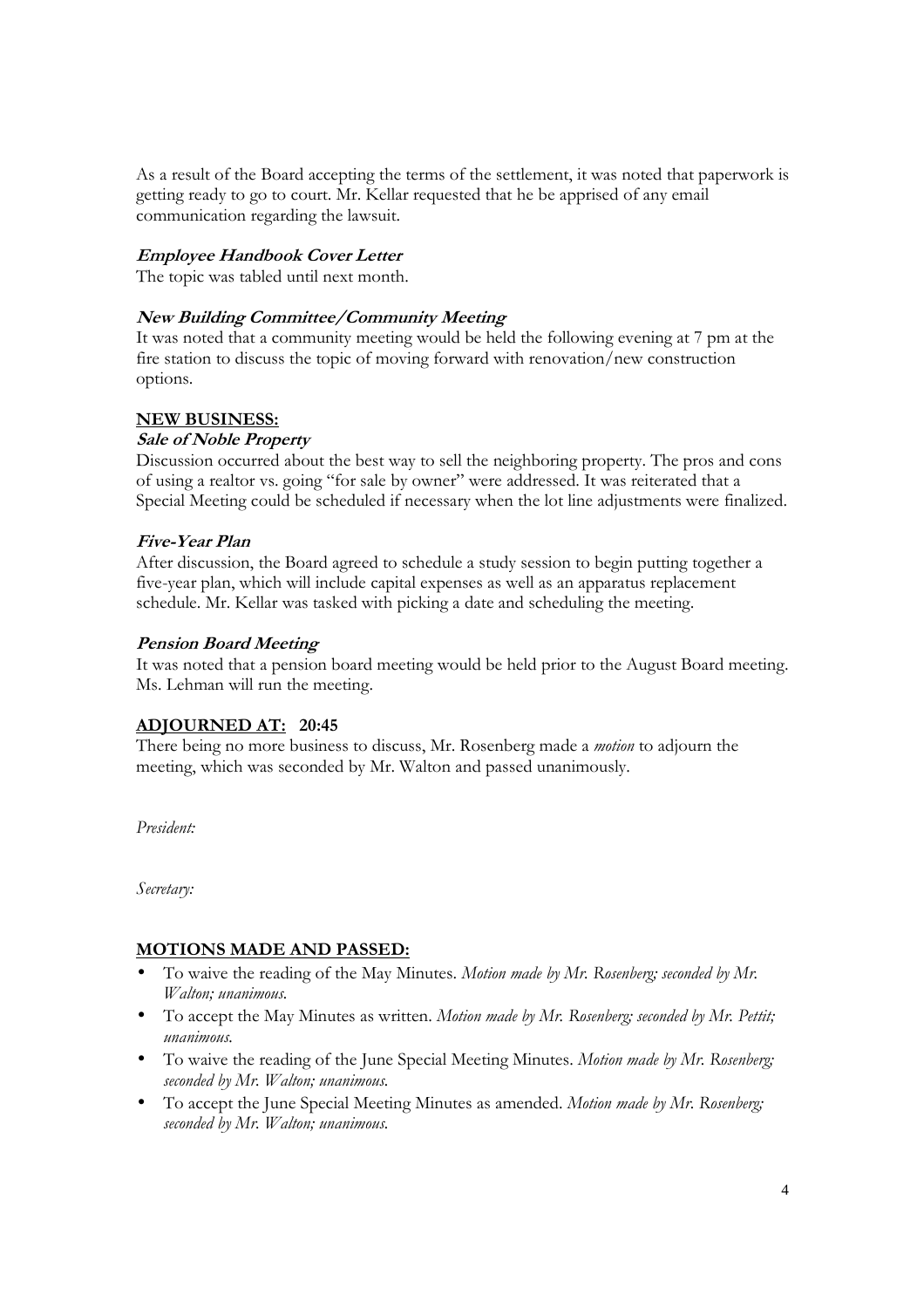As a result of the Board accepting the terms of the settlement, it was noted that paperwork is getting ready to go to court. Mr. Kellar requested that he be apprised of any email communication regarding the lawsuit.

***Employee Handbook Cover Letter***

The topic was tabled until next month.

***New Building Committee/Community Meeting***

It was noted that a community meeting would be held the following evening at 7 pm at the fire station to discuss the topic of moving forward with renovation/new construction options.

**NEW BUSINESS:**

***Sale of Noble Property***

Discussion occurred about the best way to sell the neighboring property. The pros and cons of using a realtor vs. going "for sale by owner" were addressed. It was reiterated that a Special Meeting could be scheduled if necessary when the lot line adjustments were finalized.

***Five-Year Plan***

After discussion, the Board agreed to schedule a study session to begin putting together a five-year plan, which will include capital expenses as well as an apparatus replacement schedule. Mr. Kellar was tasked with picking a date and scheduling the meeting.

***Pension Board Meeting***

It was noted that a pension board meeting would be held prior to the August Board meeting. Ms. Lehman will run the meeting.

**ADJOURNED AT: 20:45**

There being no more business to discuss, Mr. Rosenberg made a *motion* to adjourn the meeting, which was seconded by Mr. Walton and passed unanimously.

*President:*

*Secretary:*

**MOTIONS MADE AND PASSED:**

- To waive the reading of the May Minutes. *Motion made by Mr. Rosenberg; seconded by Mr. Walton; unanimous.*
- To accept the May Minutes as written. *Motion made by Mr. Rosenberg; seconded by Mr. Pettit; unanimous.*
- To waive the reading of the June Special Meeting Minutes. *Motion made by Mr. Rosenberg; seconded by Mr. Walton; unanimous.*
- To accept the June Special Meeting Minutes as amended. *Motion made by Mr. Rosenberg; seconded by Mr. Walton; unanimous.*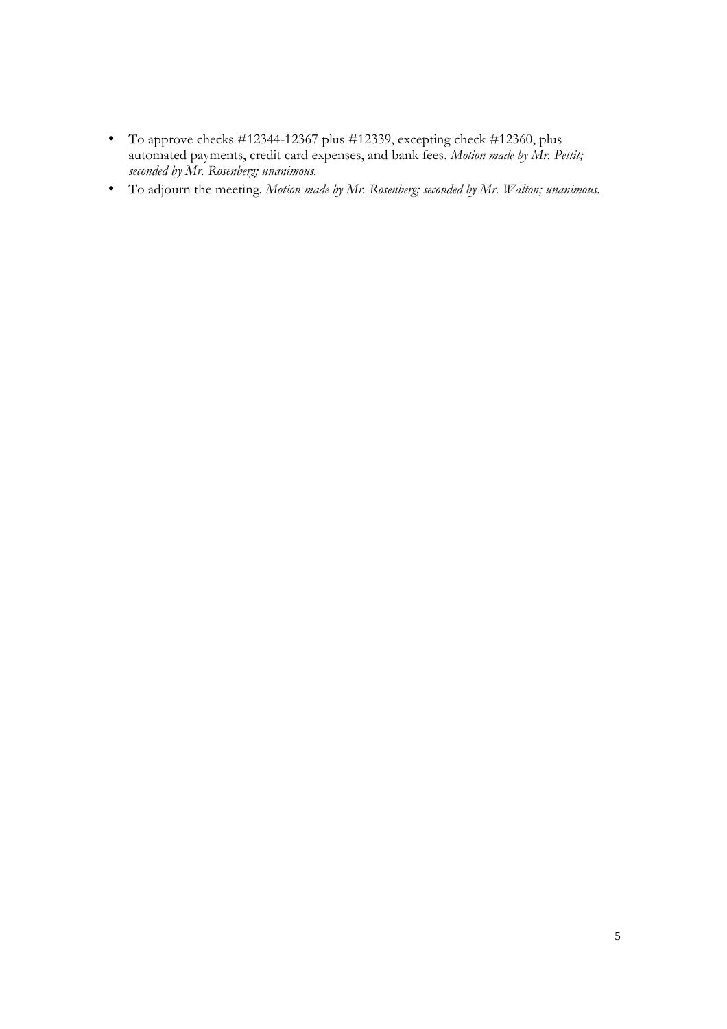- To approve checks #12344-12367 plus #12339, excepting check #12360, plus automated payments, credit card expenses, and bank fees. *Motion made by Mr. Pettit; seconded by Mr. Rosenberg; unanimous.*
- To adjourn the meeting. *Motion made by Mr. Rosenberg; seconded by Mr. Walton; unanimous.*